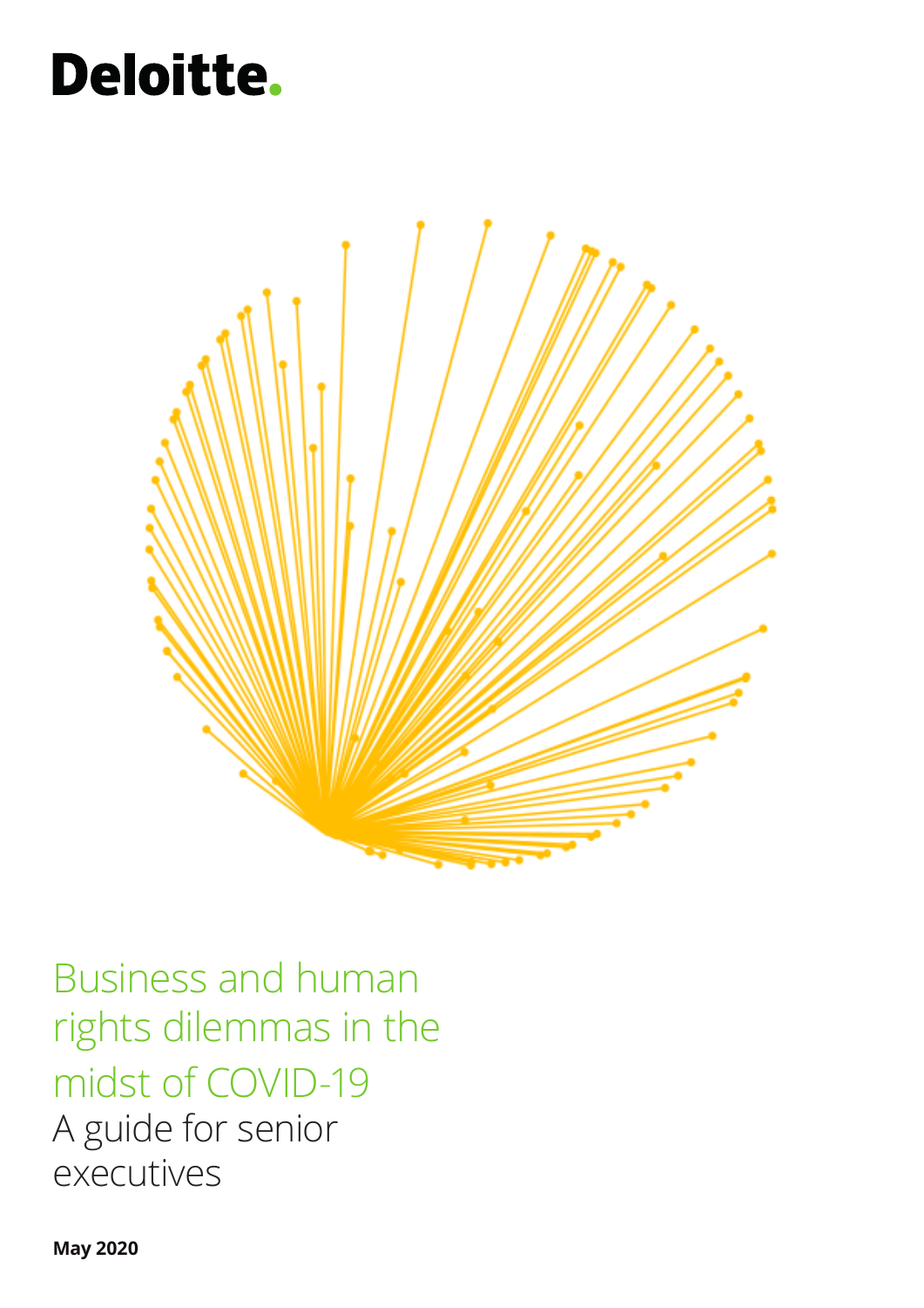Deloitte.

# Business and human rights dilemmas in the midst of COVID-19

## A guide for senior executives

**May 2020**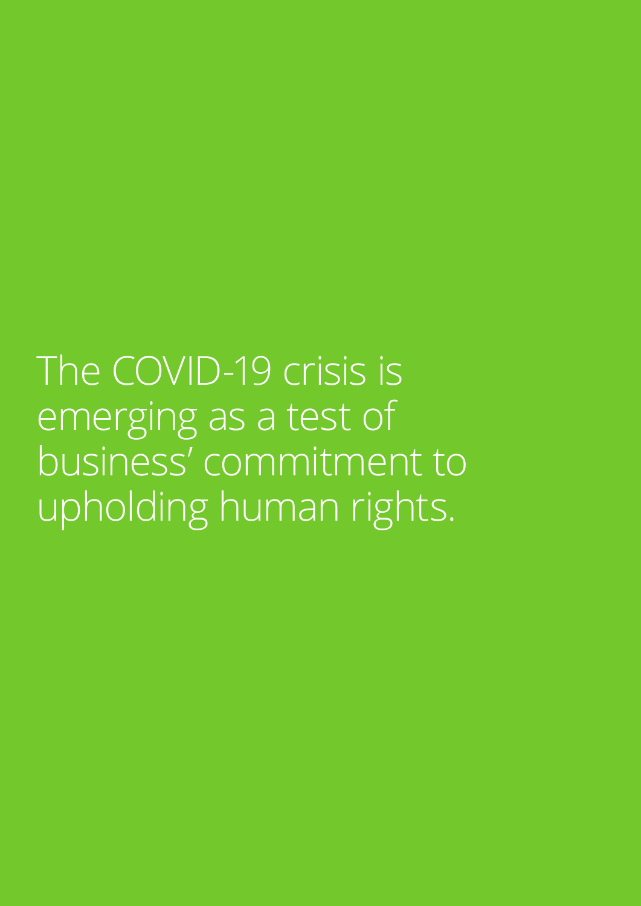The COVID-19 crisis is emerging as a test of business' commitment to upholding human rights.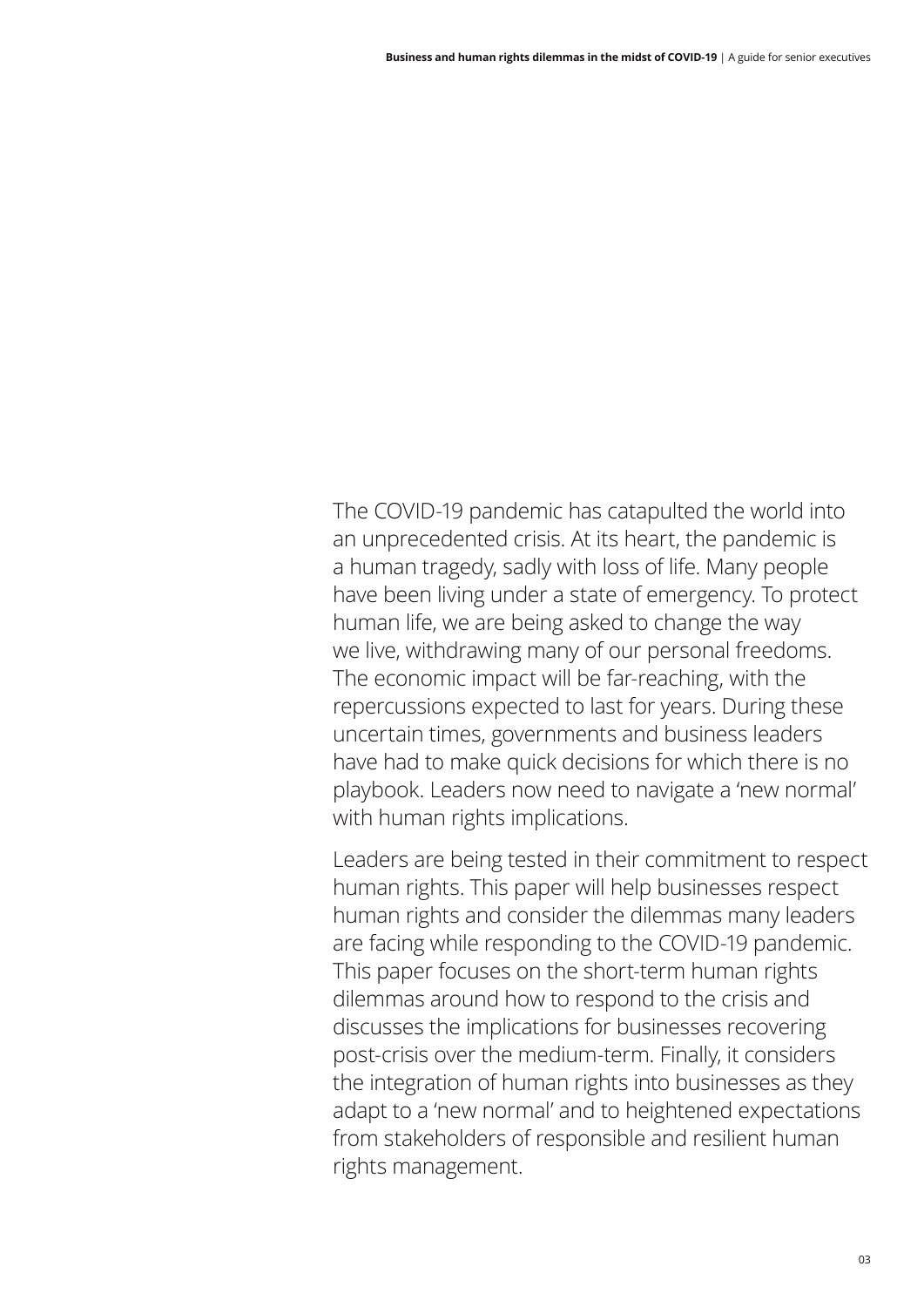The COVID-19 pandemic has catapulted the world into an unprecedented crisis. At its heart, the pandemic is a human tragedy, sadly with loss of life. Many people have been living under a state of emergency. To protect human life, we are being asked to change the way we live, withdrawing many of our personal freedoms. The economic impact will be far-reaching, with the repercussions expected to last for years. During these uncertain times, governments and business leaders have had to make quick decisions for which there is no playbook. Leaders now need to navigate a 'new normal' with human rights implications.

Leaders are being tested in their commitment to respect human rights. This paper will help businesses respect human rights and consider the dilemmas many leaders are facing while responding to the COVID-19 pandemic. This paper focuses on the short-term human rights dilemmas around how to respond to the crisis and discusses the implications for businesses recovering post-crisis over the medium-term. Finally, it considers the integration of human rights into businesses as they adapt to a 'new normal' and to heightened expectations from stakeholders of responsible and resilient human rights management.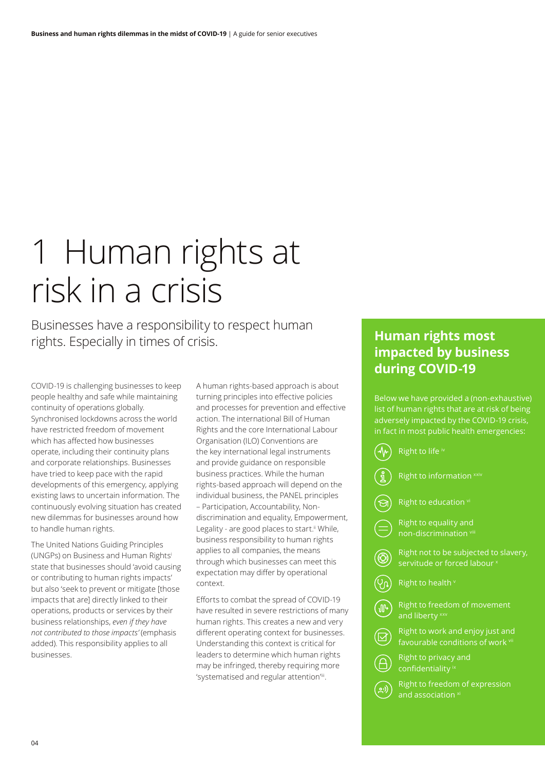# 1 Human rights at risk in a crisis

Businesses have a responsibility to respect human rights. Especially in times of crisis.

COVID-19 is challenging businesses to keep people healthy and safe while maintaining continuity of operations globally. Synchronised lockdowns across the world have restricted freedom of movement which has affected how businesses operate, including their continuity plans and corporate relationships. Businesses have tried to keep pace with the rapid developments of this emergency, applying existing laws to uncertain information. The continuously evolving situation has created new dilemmas for businesses around how to handle human rights.

The United Nations Guiding Principles (UNGPs) on Business and Human Rights[i] state that businesses should 'avoid causing or contributing to human rights impacts' but also 'seek to prevent or mitigate [those impacts that are] directly linked to their operations, products or services by their business relationships, *even if they have not contributed to those impacts'* (emphasis added). This responsibility applies to all businesses.

A human rights-based approach is about turning principles into effective policies and processes for prevention and effective action. The international Bill of Human Rights and the core International Labour Organisation (ILO) Conventions are the key international legal instruments and provide guidance on responsible business practices. While the human rights-based approach will depend on the individual business, the PANEL principles – Participation, Accountability, Non-discrimination and equality, Empowerment, Legality - are good places to start.[ii] While, business responsibility to human rights applies to all companies, the means through which businesses can meet this expectation may differ by operational context.

Efforts to combat the spread of COVID-19 have resulted in severe restrictions of many human rights. This creates a new and very different operating context for businesses. Understanding this context is critical for leaders to determine which human rights may be infringed, thereby requiring more 'systematised and regular attention'[iii].

## Human rights most impacted by business during COVID-19

Below we have provided a (non-exhaustive) list of human rights that are at risk of being adversely impacted by the COVID-19 crisis, in fact in most public health emergencies:

- Right to life [iv]
- Right to information [xxiv]
- Right to education [vi]
- Right to equality and non-discrimination [viii]
- Right not to be subjected to slavery, servitude or forced labour [x]
- Right to health [v]
- Right to freedom of movement and liberty [xxv]
- Right to work and enjoy just and favourable conditions of work [vii]
- Right to privacy and confidentiality [ix]
- Right to freedom of expression and association [xi]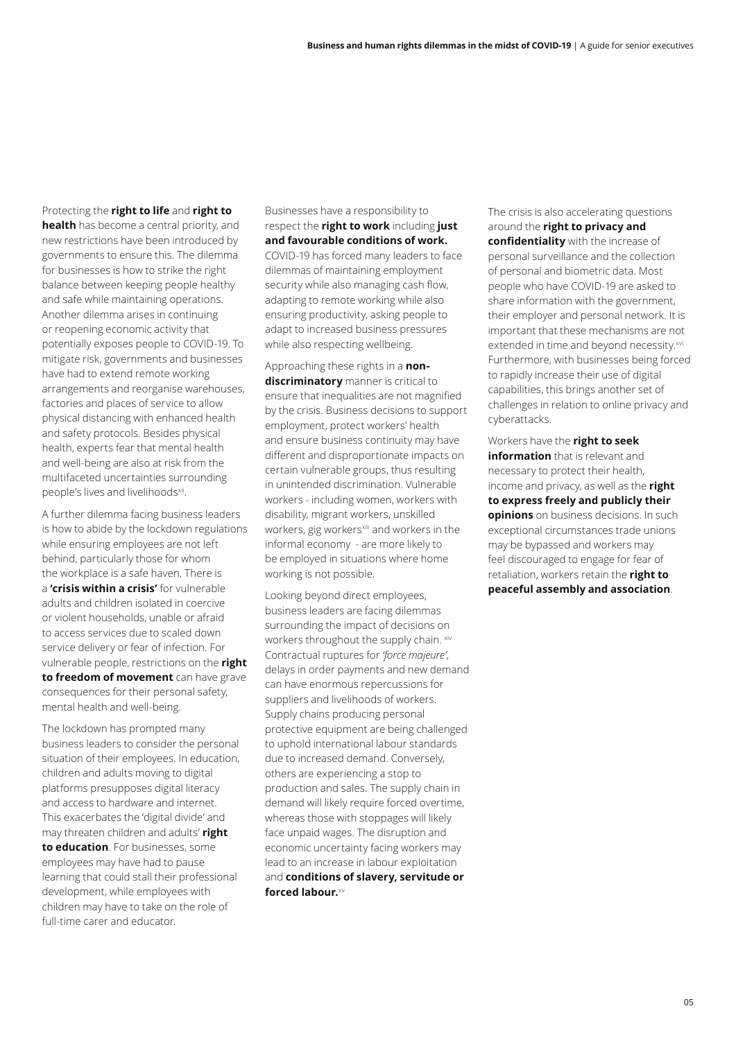Protecting the **right to life** and **right to health** has become a central priority, and new restrictions have been introduced by governments to ensure this. The dilemma for businesses is how to strike the right balance between keeping people healthy and safe while maintaining operations. Another dilemma arises in continuing or reopening economic activity that potentially exposes people to COVID-19. To mitigate risk, governments and businesses have had to extend remote working arrangements and reorganise warehouses, factories and places of service to allow physical distancing with enhanced health and safety protocols. Besides physical health, experts fear that mental health and well-being are also at risk from the multifaceted uncertainties surrounding people's lives and livelihoods[xii].

A further dilemma facing business leaders is how to abide by the lockdown regulations while ensuring employees are not left behind, particularly those for whom the workplace is a safe haven. There is a **'crisis within a crisis'** for vulnerable adults and children isolated in coercive or violent households, unable or afraid to access services due to scaled down service delivery or fear of infection. For vulnerable people, restrictions on the **right to freedom of movement** can have grave consequences for their personal safety, mental health and well-being.

The lockdown has prompted many business leaders to consider the personal situation of their employees. In education, children and adults moving to digital platforms presupposes digital literacy and access to hardware and internet. This exacerbates the 'digital divide' and may threaten children and adults' **right to education**. For businesses, some employees may have had to pause learning that could stall their professional development, while employees with children may have to take on the role of full-time carer and educator.

Businesses have a responsibility to respect the **right to work** including **just and favourable conditions of work.** COVID-19 has forced many leaders to face dilemmas of maintaining employment security while also managing cash flow, adapting to remote working while also ensuring productivity, asking people to adapt to increased business pressures while also respecting wellbeing.

Approaching these rights in a **non-discriminatory** manner is critical to ensure that inequalities are not magnified by the crisis. Business decisions to support employment, protect workers' health and ensure business continuity may have different and disproportionate impacts on certain vulnerable groups, thus resulting in unintended discrimination. Vulnerable workers - including women, workers with disability, migrant workers, unskilled workers, gig workers[xiii] and workers in the informal economy - are more likely to be employed in situations where home working is not possible.

Looking beyond direct employees, business leaders are facing dilemmas surrounding the impact of decisions on workers throughout the supply chain. [xiv] Contractual ruptures for *'force majeure'*, delays in order payments and new demand can have enormous repercussions for suppliers and livelihoods of workers. Supply chains producing personal protective equipment are being challenged to uphold international labour standards due to increased demand. Conversely, others are experiencing a stop to production and sales. The supply chain in demand will likely require forced overtime, whereas those with stoppages will likely face unpaid wages. The disruption and economic uncertainty facing workers may lead to an increase in labour exploitation and **conditions of slavery, servitude or forced labour.**[xv]

The crisis is also accelerating questions around the **right to privacy and confidentiality** with the increase of personal surveillance and the collection of personal and biometric data. Most people who have COVID-19 are asked to share information with the government, their employer and personal network. It is important that these mechanisms are not extended in time and beyond necessity.[xvi] Furthermore, with businesses being forced to rapidly increase their use of digital capabilities, this brings another set of challenges in relation to online privacy and cyberattacks.

Workers have the **right to seek information** that is relevant and necessary to protect their health, income and privacy, as well as the **right to express freely and publicly their opinions** on business decisions. In such exceptional circumstances trade unions may be bypassed and workers may feel discouraged to engage for fear of retaliation, workers retain the **right to peaceful assembly and association**.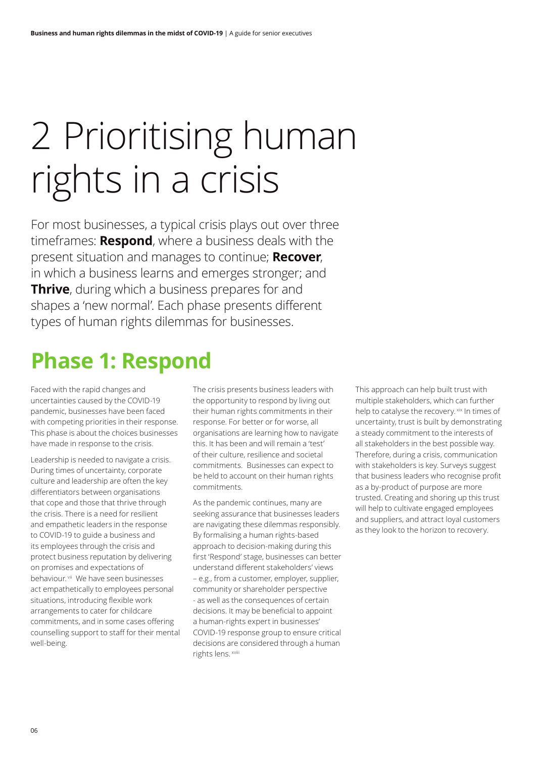# 2 Prioritising human rights in a crisis

For most businesses, a typical crisis plays out over three timeframes: **Respond**, where a business deals with the present situation and manages to continue; **Recover**, in which a business learns and emerges stronger; and **Thrive**, during which a business prepares for and shapes a 'new normal'. Each phase presents different types of human rights dilemmas for businesses.

## Phase 1: Respond

Faced with the rapid changes and uncertainties caused by the COVID-19 pandemic, businesses have been faced with competing priorities in their response. This phase is about the choices businesses have made in response to the crisis.

Leadership is needed to navigate a crisis. During times of uncertainty, corporate culture and leadership are often the key differentiators between organisations that cope and those that thrive through the crisis. There is a need for resilient and empathetic leaders in the response to COVID-19 to guide a business and its employees through the crisis and protect business reputation by delivering on promises and expectations of behaviour.[vii] We have seen businesses act empathetically to employees personal situations, introducing flexible work arrangements to cater for childcare commitments, and in some cases offering counselling support to staff for their mental well-being.

The crisis presents business leaders with the opportunity to respond by living out their human rights commitments in their response. For better or for worse, all organisations are learning how to navigate this. It has been and will remain a 'test' of their culture, resilience and societal commitments. Businesses can expect to be held to account on their human rights commitments.

As the pandemic continues, many are seeking assurance that businesses leaders are navigating these dilemmas responsibly. By formalising a human rights-based approach to decision-making during this first 'Respond' stage, businesses can better understand different stakeholders' views – e.g., from a customer, employer, supplier, community or shareholder perspective - as well as the consequences of certain decisions. It may be beneficial to appoint a human-rights expert in businesses' COVID-19 response group to ensure critical decisions are considered through a human rights lens.[xviii]

This approach can help built trust with multiple stakeholders, which can further help to catalyse the recovery.[xix] In times of uncertainty, trust is built by demonstrating a steady commitment to the interests of all stakeholders in the best possible way. Therefore, during a crisis, communication with stakeholders is key. Surveys suggest that business leaders who recognise profit as a by-product of purpose are more trusted. Creating and shoring up this trust will help to cultivate engaged employees and suppliers, and attract loyal customers as they look to the horizon to recovery.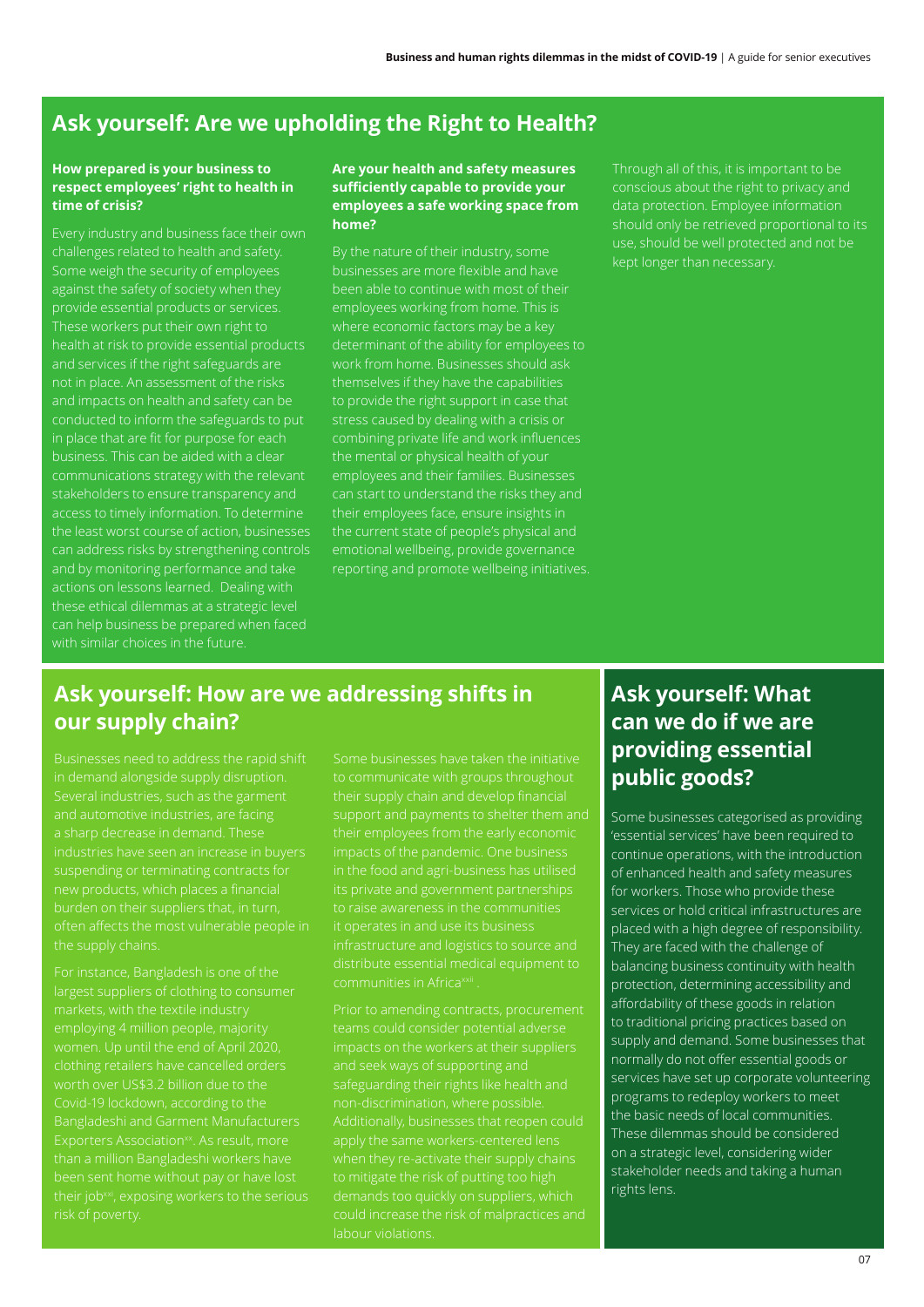## Ask yourself: Are we upholding the Right to Health?

### How prepared is your business to respect employees' right to health in time of crisis?

Every industry and business face their own challenges related to health and safety. Some weigh the security of employees against the safety of society when they provide essential products or services. These workers put their own right to health at risk to provide essential products and services if the right safeguards are not in place. An assessment of the risks and impacts on health and safety can be conducted to inform the safeguards to put in place that are fit for purpose for each business. This can be aided with a clear communications strategy with the relevant stakeholders to ensure transparency and access to timely information. To determine the least worst course of action, businesses can address risks by strengthening controls and by monitoring performance and take actions on lessons learned. Dealing with these ethical dilemmas at a strategic level can help business be prepared when faced with similar choices in the future.

### Are your health and safety measures sufficiently capable to provide your employees a safe working space from home?

By the nature of their industry, some businesses are more flexible and have been able to continue with most of their employees working from home. This is where economic factors may be a key determinant of the ability for employees to work from home. Businesses should ask themselves if they have the capabilities to provide the right support in case that stress caused by dealing with a crisis or combining private life and work influences the mental or physical health of your employees and their families. Businesses can start to understand the risks they and their employees face, ensure insights in the current state of people's physical and emotional wellbeing, provide governance reporting and promote wellbeing initiatives.

Through all of this, it is important to be conscious about the right to privacy and data protection. Employee information should only be retrieved proportional to its use, should be well protected and not be kept longer than necessary.

## Ask yourself: How are we addressing shifts in our supply chain?

Businesses need to address the rapid shift in demand alongside supply disruption. Several industries, such as the garment and automotive industries, are facing a sharp decrease in demand. These industries have seen an increase in buyers suspending or terminating contracts for new products, which places a financial burden on their suppliers that, in turn, often affects the most vulnerable people in the supply chains.

For instance, Bangladesh is one of the largest suppliers of clothing to consumer markets, with the textile industry employing 4 million people, majority women. Up until the end of April 2020, clothing retailers have cancelled orders worth over US$3.2 billion due to the Covid-19 lockdown, according to the Bangladeshi and Garment Manufacturers Exporters Association[xx]. As result, more than a million Bangladeshi workers have been sent home without pay or have lost their job[xxi], exposing workers to the serious risk of poverty.

Some businesses have taken the initiative to communicate with groups throughout their supply chain and develop financial support and payments to shelter them and their employees from the early economic impacts of the pandemic. One business in the food and agri-business has utilised its private and government partnerships to raise awareness in the communities it operates in and use its business infrastructure and logistics to source and distribute essential medical equipment to communities in Africa[xxii].

Prior to amending contracts, procurement teams could consider potential adverse impacts on the workers at their suppliers and seek ways of supporting and safeguarding their rights like health and non-discrimination, where possible. Additionally, businesses that reopen could apply the same workers-centered lens when they re-activate their supply chains to mitigate the risk of putting too high demands too quickly on suppliers, which could increase the risk of malpractices and labour violations.

## Ask yourself: What can we do if we are providing essential public goods?

Some businesses categorised as providing 'essential services' have been required to continue operations, with the introduction of enhanced health and safety measures for workers. Those who provide these services or hold critical infrastructures are placed with a high degree of responsibility. They are faced with the challenge of balancing business continuity with health protection, determining accessibility and affordability of these goods in relation to traditional pricing practices based on supply and demand. Some businesses that normally do not offer essential goods or services have set up corporate volunteering programs to redeploy workers to meet the basic needs of local communities. These dilemmas should be considered on a strategic level, considering wider stakeholder needs and taking a human rights lens.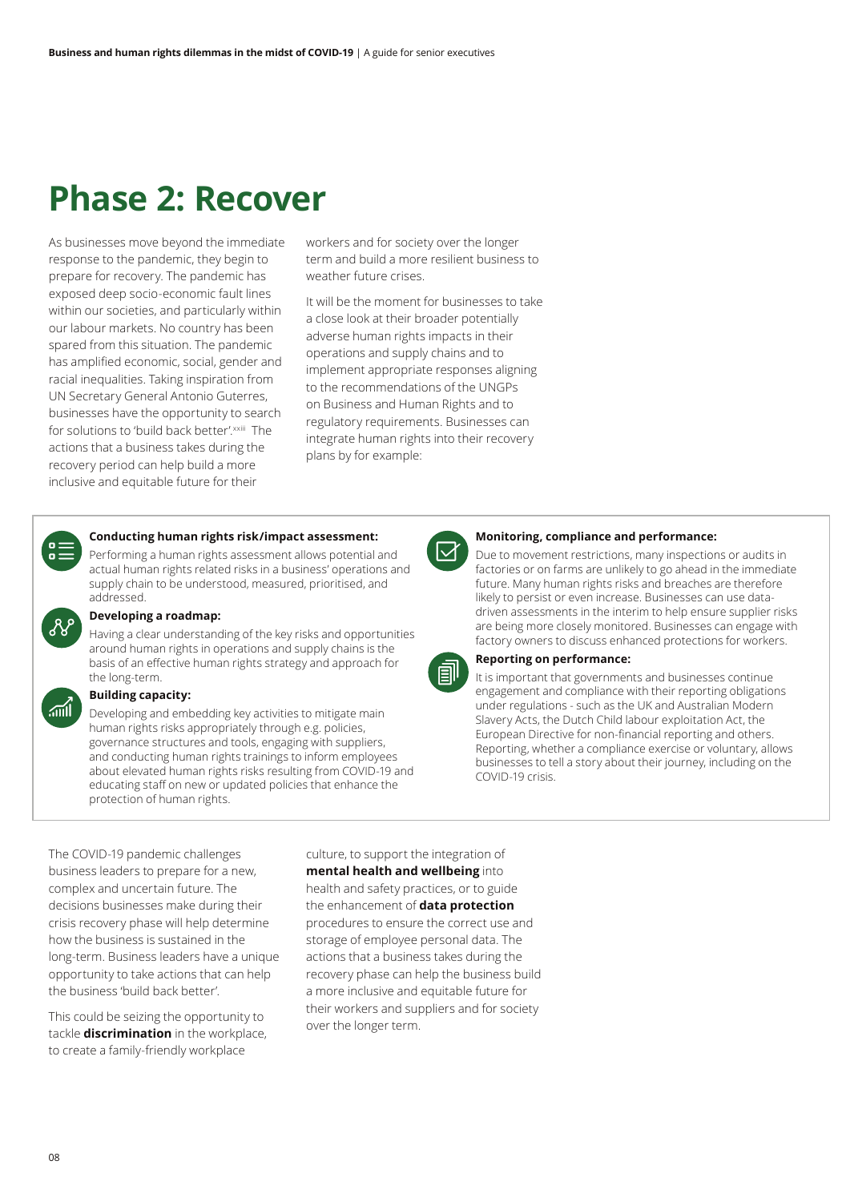# Phase 2: Recover

As businesses move beyond the immediate response to the pandemic, they begin to prepare for recovery. The pandemic has exposed deep socio-economic fault lines within our societies, and particularly within our labour markets. No country has been spared from this situation. The pandemic has amplified economic, social, gender and racial inequalities. Taking inspiration from UN Secretary General Antonio Guterres, businesses have the opportunity to search for solutions to 'build back better'.[xxiii] The actions that a business takes during the recovery period can help build a more inclusive and equitable future for their workers and for society over the longer term and build a more resilient business to weather future crises.

It will be the moment for businesses to take a close look at their broader potentially adverse human rights impacts in their operations and supply chains and to implement appropriate responses aligning to the recommendations of the UNGPs on Business and Human Rights and to regulatory requirements. Businesses can integrate human rights into their recovery plans by for example:

**Conducting human rights risk/impact assessment:**
Performing a human rights assessment allows potential and actual human rights related risks in a business' operations and supply chain to be understood, measured, prioritised, and addressed.

**Developing a roadmap:**
Having a clear understanding of the key risks and opportunities around human rights in operations and supply chains is the basis of an effective human rights strategy and approach for the long-term.

**Building capacity:**
Developing and embedding key activities to mitigate main human rights risks appropriately through e.g. policies, governance structures and tools, engaging with suppliers, and conducting human rights trainings to inform employees about elevated human rights risks resulting from COVID-19 and educating staff on new or updated policies that enhance the protection of human rights.

**Monitoring, compliance and performance:**
Due to movement restrictions, many inspections or audits in factories or on farms are unlikely to go ahead in the immediate future. Many human rights risks and breaches are therefore likely to persist or even increase. Businesses can use data-driven assessments in the interim to help ensure supplier risks are being more closely monitored. Businesses can engage with factory owners to discuss enhanced protections for workers.

**Reporting on performance:**
It is important that governments and businesses continue engagement and compliance with their reporting obligations under regulations - such as the UK and Australian Modern Slavery Acts, the Dutch Child labour exploitation Act, the European Directive for non-financial reporting and others. Reporting, whether a compliance exercise or voluntary, allows businesses to tell a story about their journey, including on the COVID-19 crisis.

The COVID-19 pandemic challenges business leaders to prepare for a new, complex and uncertain future. The decisions businesses make during their crisis recovery phase will help determine how the business is sustained in the long-term. Business leaders have a unique opportunity to take actions that can help the business 'build back better'.

This could be seizing the opportunity to tackle **discrimination** in the workplace, to create a family-friendly workplace culture, to support the integration of **mental health and wellbeing** into health and safety practices, or to guide the enhancement of **data protection** procedures to ensure the correct use and storage of employee personal data. The actions that a business takes during the recovery phase can help the business build a more inclusive and equitable future for their workers and suppliers and for society over the longer term.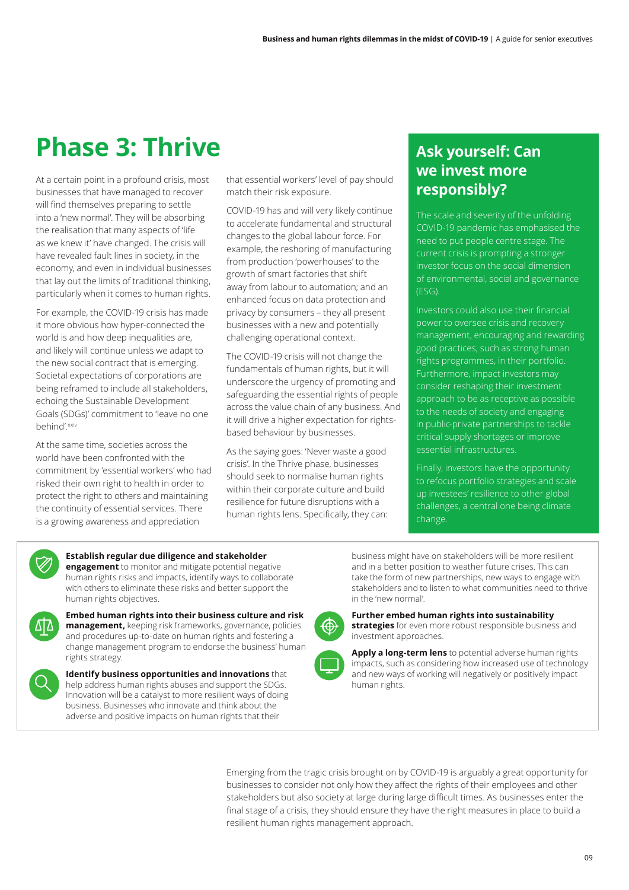# Phase 3: Thrive

At a certain point in a profound crisis, most businesses that have managed to recover will find themselves preparing to settle into a 'new normal'. They will be absorbing the realisation that many aspects of 'life as we knew it' have changed. The crisis will have revealed fault lines in society, in the economy, and even in individual businesses that lay out the limits of traditional thinking, particularly when it comes to human rights.

For example, the COVID-19 crisis has made it more obvious how hyper-connected the world is and how deep inequalities are, and likely will continue unless we adapt to the new social contract that is emerging. Societal expectations of corporations are being reframed to include all stakeholders, echoing the Sustainable Development Goals (SDGs)' commitment to 'leave no one behind'.[xxiv]

At the same time, societies across the world have been confronted with the commitment by 'essential workers' who had risked their own right to health in order to protect the right to others and maintaining the continuity of essential services. There is a growing awareness and appreciation that essential workers' level of pay should match their risk exposure.

COVID-19 has and will very likely continue to accelerate fundamental and structural changes to the global labour force. For example, the reshoring of manufacturing from production 'powerhouses' to the growth of smart factories that shift away from labour to automation; and an enhanced focus on data protection and privacy by consumers – they all present businesses with a new and potentially challenging operational context.

The COVID-19 crisis will not change the fundamentals of human rights, but it will underscore the urgency of promoting and safeguarding the essential rights of people across the value chain of any business. And it will drive a higher expectation for rights-based behaviour by businesses.

As the saying goes: 'Never waste a good crisis'. In the Thrive phase, businesses should seek to normalise human rights within their corporate culture and build resilience for future disruptions with a human rights lens. Specifically, they can:

## Ask yourself: Can we invest more responsibly?

The scale and severity of the unfolding COVID-19 pandemic has emphasised the need to put people centre stage. The current crisis is prompting a stronger investor focus on the social dimension of environmental, social and governance (ESG).

Investors could also use their financial power to oversee crisis and recovery management, encouraging and rewarding good practices, such as strong human rights programmes, in their portfolio. Furthermore, impact investors may consider reshaping their investment approach to be as receptive as possible to the needs of society and engaging in public-private partnerships to tackle critical supply shortages or improve essential infrastructures.

Finally, investors have the opportunity to refocus portfolio strategies and scale up investees' resilience to other global challenges, a central one being climate change.

- **Establish regular due diligence and stakeholder engagement** to monitor and mitigate potential negative human rights risks and impacts, identify ways to collaborate with others to eliminate these risks and better support the human rights objectives.
- **Embed human rights into their business culture and risk management,** keeping risk frameworks, governance, policies and procedures up-to-date on human rights and fostering a change management program to endorse the business' human rights strategy.
- **Identify business opportunities and innovations** that help address human rights abuses and support the SDGs. Innovation will be a catalyst to more resilient ways of doing business. Businesses who innovate and think about the adverse and positive impacts on human rights that their business might have on stakeholders will be more resilient and in a better position to weather future crises. This can take the form of new partnerships, new ways to engage with stakeholders and to listen to what communities need to thrive in the 'new normal'.
- **Further embed human rights into sustainability strategies** for even more robust responsible business and investment approaches.
- **Apply a long-term lens** to potential adverse human rights impacts, such as considering how increased use of technology and new ways of working will negatively or positively impact human rights.

Emerging from the tragic crisis brought on by COVID-19 is arguably a great opportunity for businesses to consider not only how they affect the rights of their employees and other stakeholders but also society at large during large difficult times. As businesses enter the final stage of a crisis, they should ensure they have the right measures in place to build a resilient human rights management approach.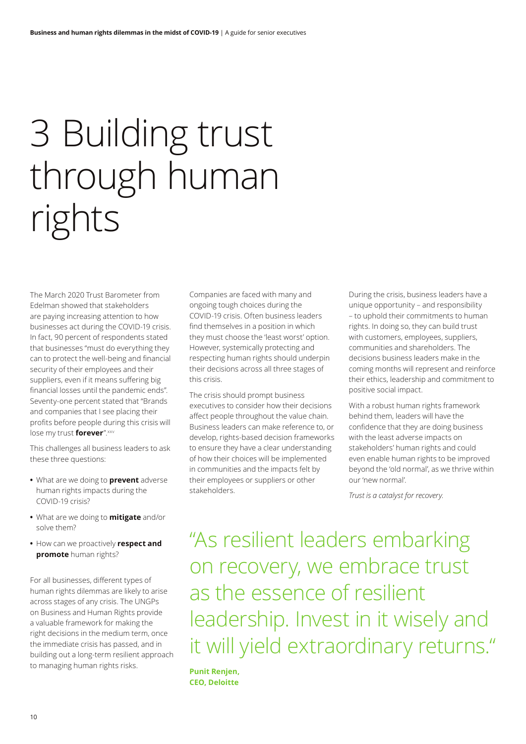# 3 Building trust through human rights

The March 2020 Trust Barometer from Edelman showed that stakeholders are paying increasing attention to how businesses act during the COVID-19 crisis. In fact, 90 percent of respondents stated that businesses "must do everything they can to protect the well-being and financial security of their employees and their suppliers, even if it means suffering big financial losses until the pandemic ends". Seventy-one percent stated that "Brands and companies that I see placing their profits before people during this crisis will lose my trust **forever**".[xxv]

This challenges all business leaders to ask these three questions:

- What are we doing to **prevent** adverse human rights impacts during the COVID-19 crisis?
- What are we doing to **mitigate** and/or solve them?
- How can we proactively **respect and promote** human rights?

For all businesses, different types of human rights dilemmas are likely to arise across stages of any crisis. The UNGPs on Business and Human Rights provide a valuable framework for making the right decisions in the medium term, once the immediate crisis has passed, and in building out a long-term resilient approach to managing human rights risks.

Companies are faced with many and ongoing tough choices during the COVID-19 crisis. Often business leaders find themselves in a position in which they must choose the 'least worst' option. However, systemically protecting and respecting human rights should underpin their decisions across all three stages of this crisis.

The crisis should prompt business executives to consider how their decisions affect people throughout the value chain. Business leaders can make reference to, or develop, rights-based decision frameworks to ensure they have a clear understanding of how their choices will be implemented in communities and the impacts felt by their employees or suppliers or other stakeholders.

During the crisis, business leaders have a unique opportunity – and responsibility – to uphold their commitments to human rights. In doing so, they can build trust with customers, employees, suppliers, communities and shareholders. The decisions business leaders make in the coming months will represent and reinforce their ethics, leadership and commitment to positive social impact.

With a robust human rights framework behind them, leaders will have the confidence that they are doing business with the least adverse impacts on stakeholders' human rights and could even enable human rights to be improved beyond the 'old normal', as we thrive within our 'new normal'.

*Trust is a catalyst for recovery.*

"As resilient leaders embarking on recovery, we embrace trust as the essence of resilient leadership. Invest in it wisely and it will yield extraordinary returns."

**Punit Renjen, CEO, Deloitte**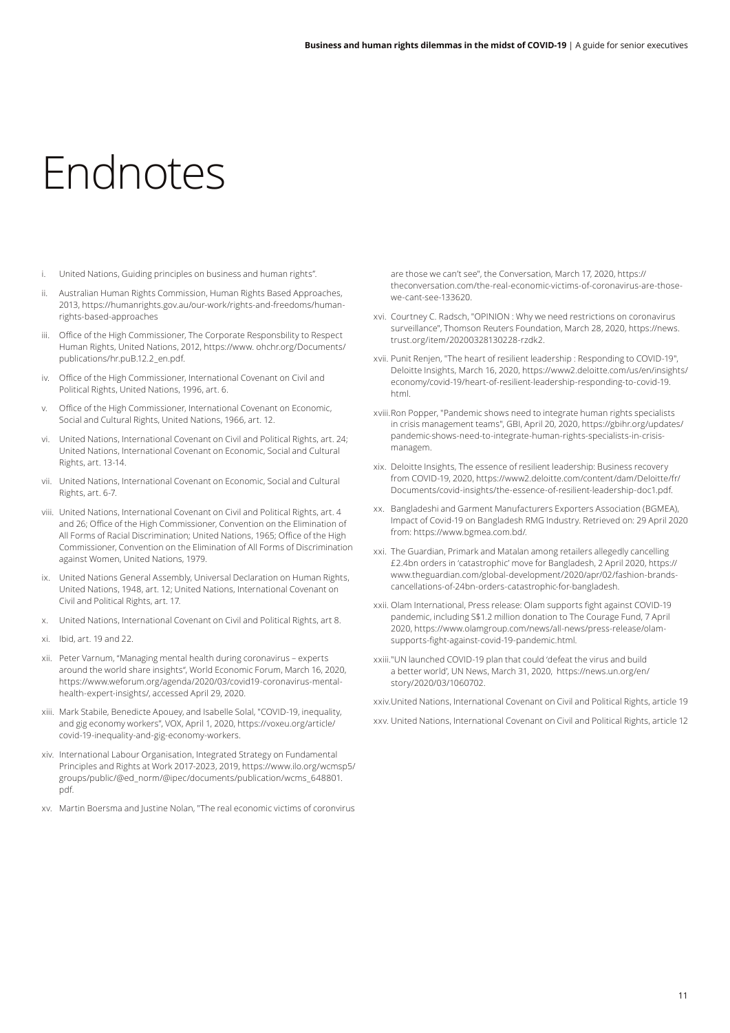# Endnotes

i. United Nations, Guiding principles on business and human rights".

ii. Australian Human Rights Commission, Human Rights Based Approaches, 2013, https://humanrights.gov.au/our-work/rights-and-freedoms/human-rights-based-approaches

iii. Office of the High Commissioner, The Corporate Responsbility to Respect Human Rights, United Nations, 2012, https://www. ohchr.org/Documents/publications/hr.puB.12.2_en.pdf.

iv. Office of the High Commissioner, International Covenant on Civil and Political Rights, United Nations, 1996, art. 6.

v. Office of the High Commissioner, International Covenant on Economic, Social and Cultural Rights, United Nations, 1966, art. 12.

vi. United Nations, International Covenant on Civil and Political Rights, art. 24; United Nations, International Covenant on Economic, Social and Cultural Rights, art. 13-14.

vii. United Nations, International Covenant on Economic, Social and Cultural Rights, art. 6-7.

viii. United Nations, International Covenant on Civil and Political Rights, art. 4 and 26; Office of the High Commissioner, Convention on the Elimination of All Forms of Racial Discrimination; United Nations, 1965; Office of the High Commissioner, Convention on the Elimination of All Forms of Discrimination against Women, United Nations, 1979.

ix. United Nations General Assembly, Universal Declaration on Human Rights, United Nations, 1948, art. 12; United Nations, International Covenant on Civil and Political Rights, art. 17.

x. United Nations, International Covenant on Civil and Political Rights, art 8.

xi. Ibid, art. 19 and 22.

xii. Peter Varnum, "Managing mental health during coronavirus – experts around the world share insights", World Economic Forum, March 16, 2020, https://www.weforum.org/agenda/2020/03/covid19-coronavirus-mental-health-expert-insights/, accessed April 29, 2020.

xiii. Mark Stabile, Benedicte Apouey, and Isabelle Solal, "COVID-19, inequality, and gig economy workers", VOX, April 1, 2020, https://voxeu.org/article/covid-19-inequality-and-gig-economy-workers.

xiv. International Labour Organisation, Integrated Strategy on Fundamental Principles and Rights at Work 2017-2023, 2019, https://www.ilo.org/wcmsp5/groups/public/@ed_norm/@ipec/documents/publication/wcms_648801.pdf.

xv. Martin Boersma and Justine Nolan, "The real economic victims of coronvirus are those we can't see", the Conversation, March 17, 2020, https://theconversation.com/the-real-economic-victims-of-coronavirus-are-those-we-cant-see-133620.

xvi. Courtney C. Radsch, "OPINION : Why we need restrictions on coronavirus surveillance", Thomson Reuters Foundation, March 28, 2020, https://news.trust.org/item/20200328130228-rzdk2.

xvii. Punit Renjen, "The heart of resilient leadership : Responding to COVID-19", Deloitte Insights, March 16, 2020, https://www2.deloitte.com/us/en/insights/economy/covid-19/heart-of-resilient-leadership-responding-to-covid-19.html.

xviii. Ron Popper, "Pandemic shows need to integrate human rights specialists in crisis management teams", GBI, April 20, 2020, https://gbihr.org/updates/pandemic-shows-need-to-integrate-human-rights-specialists-in-crisis-managem.

xix. Deloitte Insights, The essence of resilient leadership: Business recovery from COVID-19, 2020, https://www2.deloitte.com/content/dam/Deloitte/fr/Documents/covid-insights/the-essence-of-resilient-leadership-doc1.pdf.

xx. Bangladeshi and Garment Manufacturers Exporters Association (BGMEA), Impact of Covid-19 on Bangladesh RMG Industry. Retrieved on: 29 April 2020 from: https://www.bgmea.com.bd/.

xxi. The Guardian, Primark and Matalan among retailers allegedly cancelling £2.4bn orders in 'catastrophic' move for Bangladesh, 2 April 2020, https://www.theguardian.com/global-development/2020/apr/02/fashion-brands-cancellations-of-24bn-orders-catastrophic-for-bangladesh.

xxii. Olam International, Press release: Olam supports fight against COVID-19 pandemic, including S$1.2 million donation to The Courage Fund, 7 April 2020, https://www.olamgroup.com/news/all-news/press-release/olam-supports-fight-against-covid-19-pandemic.html.

xxiii. "UN launched COVID-19 plan that could 'defeat the virus and build a better world', UN News, March 31, 2020, https://news.un.org/en/story/2020/03/1060702.

xxiv. United Nations, International Covenant on Civil and Political Rights, article 19

xxv. United Nations, International Covenant on Civil and Political Rights, article 12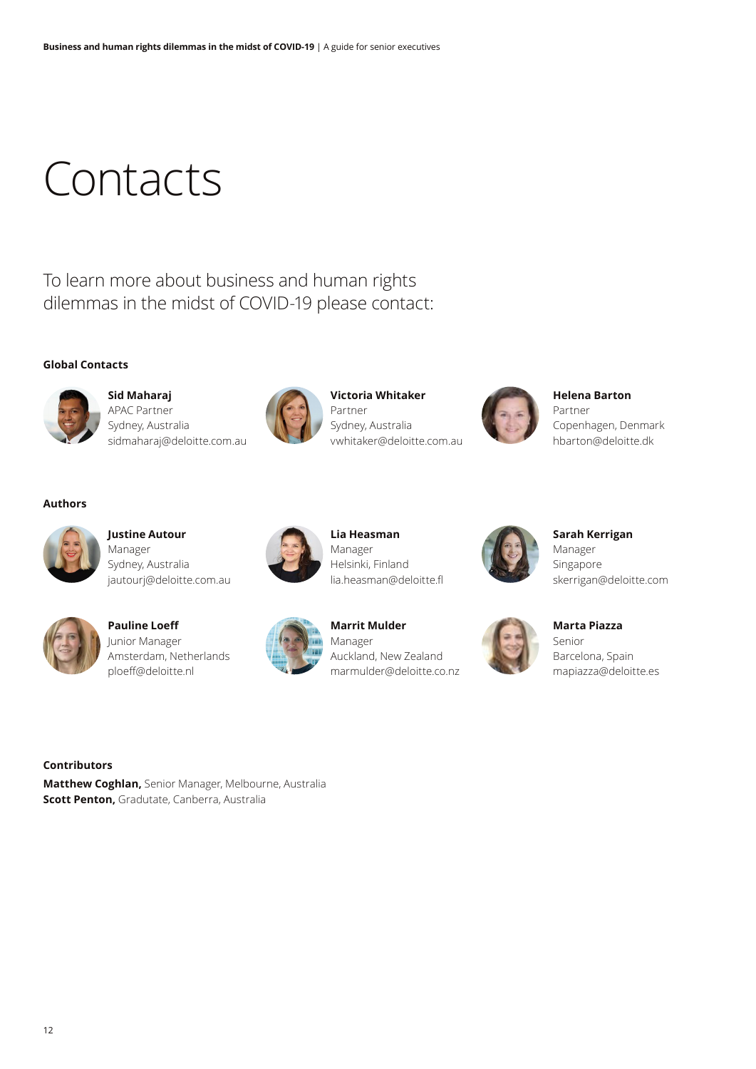# Contacts

To learn more about business and human rights dilemmas in the midst of COVID-19 please contact:

### Global Contacts

**Sid Maharaj**
APAC Partner
Sydney, Australia
sidmaharaj@deloitte.com.au

**Victoria Whitaker**
Partner
Sydney, Australia
vwhitaker@deloitte.com.au

**Helena Barton**
Partner
Copenhagen, Denmark
hbarton@deloitte.dk

### Authors

**Justine Autour**
Manager
Sydney, Australia
jautourj@deloitte.com.au

**Lia Heasman**
Manager
Helsinki, Finland
lia.heasman@deloitte.fl

**Sarah Kerrigan**
Manager
Singapore
skerrigan@deloitte.com

**Pauline Loeff**
Junior Manager
Amsterdam, Netherlands
ploeff@deloitte.nl

**Marrit Mulder**
Manager
Auckland, New Zealand
marmulder@deloitte.co.nz

**Marta Piazza**
Senior
Barcelona, Spain
mapiazza@deloitte.es

### Contributors

**Matthew Coghlan,** Senior Manager, Melbourne, Australia
**Scott Penton,** Gradutate, Canberra, Australia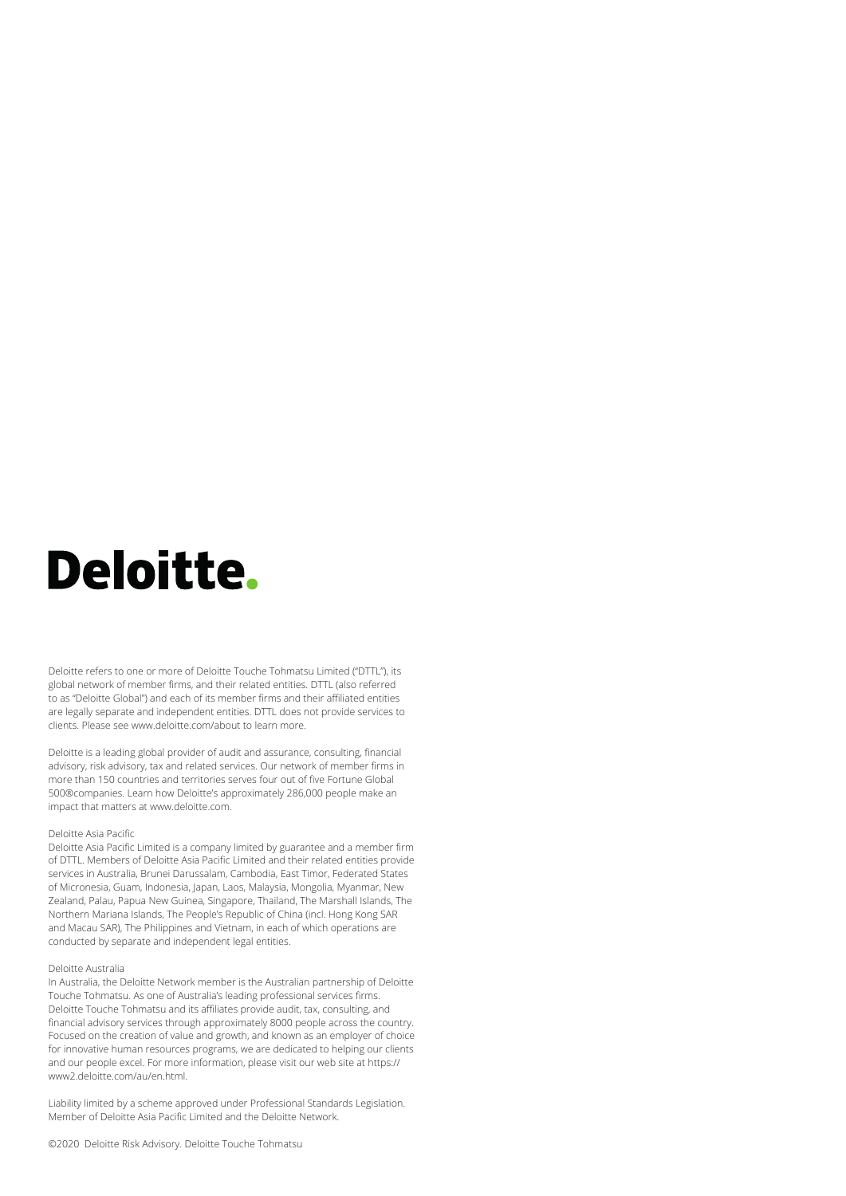# Deloitte.

Deloitte refers to one or more of Deloitte Touche Tohmatsu Limited ("DTTL"), its global network of member firms, and their related entities. DTTL (also referred to as "Deloitte Global") and each of its member firms and their affiliated entities are legally separate and independent entities. DTTL does not provide services to clients. Please see www.deloitte.com/about to learn more.

Deloitte is a leading global provider of audit and assurance, consulting, financial advisory, risk advisory, tax and related services. Our network of member firms in more than 150 countries and territories serves four out of five Fortune Global 500®companies. Learn how Deloitte's approximately 286,000 people make an impact that matters at www.deloitte.com.

Deloitte Asia Pacific
Deloitte Asia Pacific Limited is a company limited by guarantee and a member firm of DTTL. Members of Deloitte Asia Pacific Limited and their related entities provide services in Australia, Brunei Darussalam, Cambodia, East Timor, Federated States of Micronesia, Guam, Indonesia, Japan, Laos, Malaysia, Mongolia, Myanmar, New Zealand, Palau, Papua New Guinea, Singapore, Thailand, The Marshall Islands, The Northern Mariana Islands, The People's Republic of China (incl. Hong Kong SAR and Macau SAR), The Philippines and Vietnam, in each of which operations are conducted by separate and independent legal entities.

Deloitte Australia
In Australia, the Deloitte Network member is the Australian partnership of Deloitte Touche Tohmatsu. As one of Australia's leading professional services firms. Deloitte Touche Tohmatsu and its affiliates provide audit, tax, consulting, and financial advisory services through approximately 8000 people across the country. Focused on the creation of value and growth, and known as an employer of choice for innovative human resources programs, we are dedicated to helping our clients and our people excel. For more information, please visit our web site at https://www2.deloitte.com/au/en.html.

Liability limited by a scheme approved under Professional Standards Legislation. Member of Deloitte Asia Pacific Limited and the Deloitte Network.

©2020 Deloitte Risk Advisory. Deloitte Touche Tohmatsu